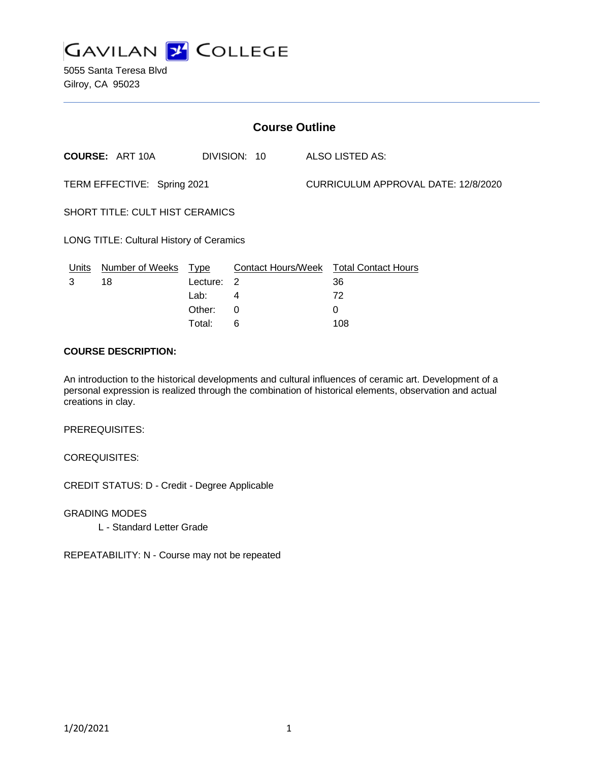**GAVILAN COLLEGE**

5055 Santa Teresa Blvd
Gilroy, CA 95023

## Course Outline

**COURSE:** ART 10A DIVISION: 10 ALSO LISTED AS:

TERM EFFECTIVE: Spring 2021 CURRICULUM APPROVAL DATE: 12/8/2020

SHORT TITLE: CULT HIST CERAMICS

LONG TITLE: Cultural History of Ceramics

| Units | Number of Weeks | Type | Contact Hours/Week | Total Contact Hours |
|---|---|---|---|---|
| 3 | 18 | Lecture: | 2 | 36 |
| | | Lab: | 4 | 72 |
| | | Other: | 0 | 0 |
| | | Total: | 6 | 108 |

**COURSE DESCRIPTION:**

An introduction to the historical developments and cultural influences of ceramic art. Development of a personal expression is realized through the combination of historical elements, observation and actual creations in clay.

PREREQUISITES:

COREQUISITES:

CREDIT STATUS: D - Credit - Degree Applicable

GRADING MODES

L - Standard Letter Grade

REPEATABILITY: N - Course may not be repeated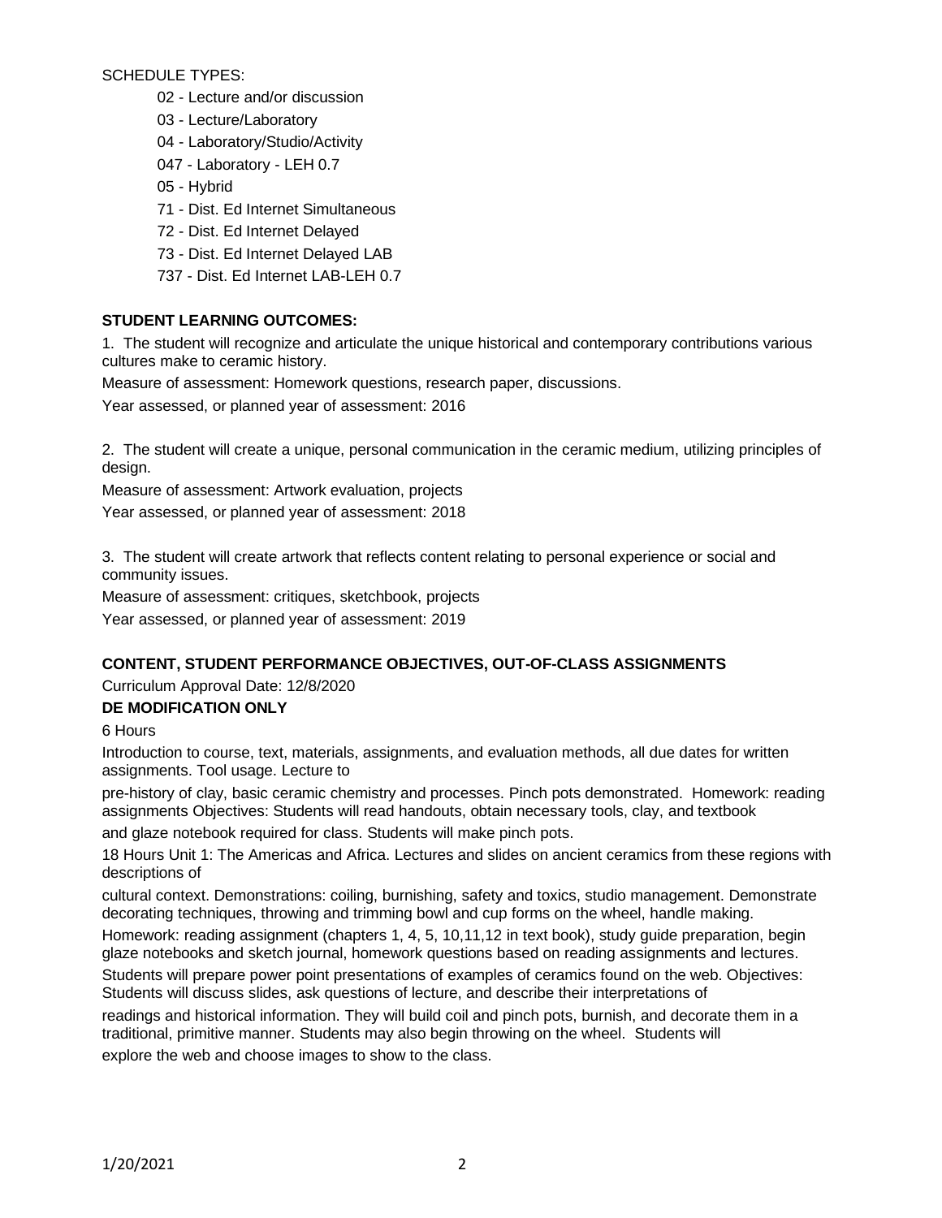SCHEDULE TYPES:

- 02 - Lecture and/or discussion
- 03 - Lecture/Laboratory
- 04 - Laboratory/Studio/Activity
- 047 - Laboratory - LEH 0.7
- 05 - Hybrid
- 71 - Dist. Ed Internet Simultaneous
- 72 - Dist. Ed Internet Delayed
- 73 - Dist. Ed Internet Delayed LAB
- 737 - Dist. Ed Internet LAB-LEH 0.7

**STUDENT LEARNING OUTCOMES:**

1. The student will recognize and articulate the unique historical and contemporary contributions various cultures make to ceramic history.

Measure of assessment: Homework questions, research paper, discussions.

Year assessed, or planned year of assessment: 2016

2. The student will create a unique, personal communication in the ceramic medium, utilizing principles of design.

Measure of assessment: Artwork evaluation, projects

Year assessed, or planned year of assessment: 2018

3. The student will create artwork that reflects content relating to personal experience or social and community issues.

Measure of assessment: critiques, sketchbook, projects

Year assessed, or planned year of assessment: 2019

**CONTENT, STUDENT PERFORMANCE OBJECTIVES, OUT-OF-CLASS ASSIGNMENTS**

Curriculum Approval Date: 12/8/2020

**DE MODIFICATION ONLY**

6 Hours

Introduction to course, text, materials, assignments, and evaluation methods, all due dates for written assignments. Tool usage. Lecture to pre-history of clay, basic ceramic chemistry and processes. Pinch pots demonstrated. Homework: reading assignments Objectives: Students will read handouts, obtain necessary tools, clay, and textbook and glaze notebook required for class. Students will make pinch pots.

18 Hours Unit 1: The Americas and Africa. Lectures and slides on ancient ceramics from these regions with descriptions of cultural context. Demonstrations: coiling, burnishing, safety and toxics, studio management. Demonstrate decorating techniques, throwing and trimming bowl and cup forms on the wheel, handle making.

Homework: reading assignment (chapters 1, 4, 5, 10,11,12 in text book), study guide preparation, begin glaze notebooks and sketch journal, homework questions based on reading assignments and lectures.

Students will prepare power point presentations of examples of ceramics found on the web. Objectives: Students will discuss slides, ask questions of lecture, and describe their interpretations of readings and historical information. They will build coil and pinch pots, burnish, and decorate them in a traditional, primitive manner. Students may also begin throwing on the wheel. Students will explore the web and choose images to show to the class.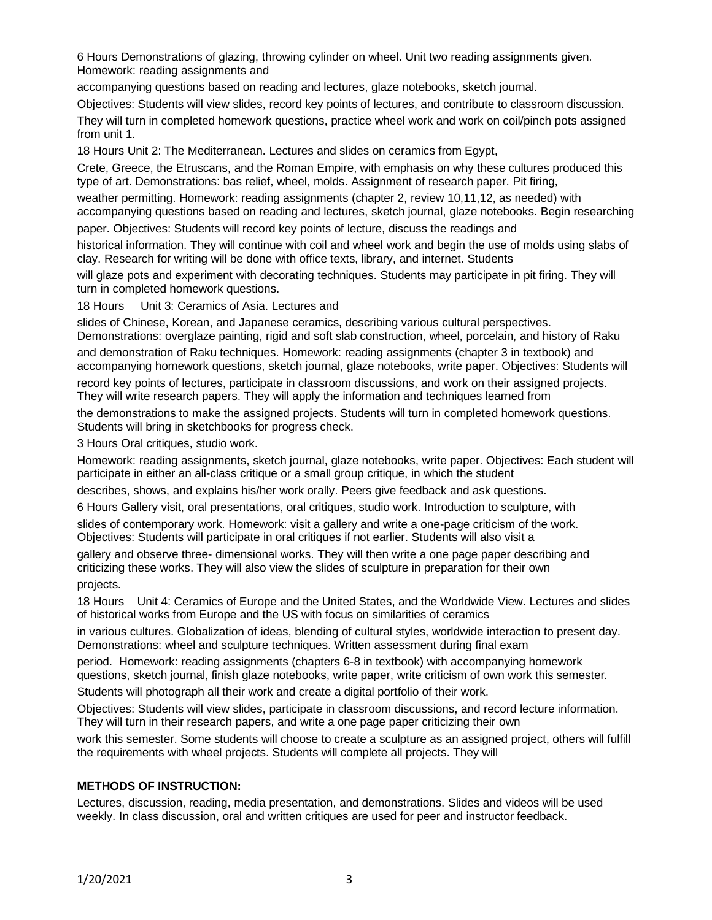6 Hours Demonstrations of glazing, throwing cylinder on wheel. Unit two reading assignments given. Homework: reading assignments and accompanying questions based on reading and lectures, glaze notebooks, sketch journal.

Objectives: Students will view slides, record key points of lectures, and contribute to classroom discussion. They will turn in completed homework questions, practice wheel work and work on coil/pinch pots assigned from unit 1.

18 Hours Unit 2: The Mediterranean. Lectures and slides on ceramics from Egypt, Crete, Greece, the Etruscans, and the Roman Empire, with emphasis on why these cultures produced this type of art. Demonstrations: bas relief, wheel, molds. Assignment of research paper. Pit firing, weather permitting. Homework: reading assignments (chapter 2, review 10,11,12, as needed) with accompanying questions based on reading and lectures, sketch journal, glaze notebooks. Begin researching paper. Objectives: Students will record key points of lecture, discuss the readings and historical information. They will continue with coil and wheel work and begin the use of molds using slabs of clay. Research for writing will be done with office texts, library, and internet. Students will glaze pots and experiment with decorating techniques. Students may participate in pit firing. They will turn in completed homework questions.

18 Hours Unit 3: Ceramics of Asia. Lectures and slides of Chinese, Korean, and Japanese ceramics, describing various cultural perspectives. Demonstrations: overglaze painting, rigid and soft slab construction, wheel, porcelain, and history of Raku and demonstration of Raku techniques. Homework: reading assignments (chapter 3 in textbook) and accompanying homework questions, sketch journal, glaze notebooks, write paper. Objectives: Students will record key points of lectures, participate in classroom discussions, and work on their assigned projects. They will write research papers. They will apply the information and techniques learned from the demonstrations to make the assigned projects. Students will turn in completed homework questions. Students will bring in sketchbooks for progress check.

3 Hours Oral critiques, studio work.

Homework: reading assignments, sketch journal, glaze notebooks, write paper. Objectives: Each student will participate in either an all-class critique or a small group critique, in which the student describes, shows, and explains his/her work orally. Peers give feedback and ask questions.

6 Hours Gallery visit, oral presentations, oral critiques, studio work. Introduction to sculpture, with slides of contemporary work. Homework: visit a gallery and write a one-page criticism of the work. Objectives: Students will participate in oral critiques if not earlier. Students will also visit a gallery and observe three- dimensional works. They will then write a one page paper describing and criticizing these works. They will also view the slides of sculpture in preparation for their own projects.

18 Hours Unit 4: Ceramics of Europe and the United States, and the Worldwide View. Lectures and slides of historical works from Europe and the US with focus on similarities of ceramics in various cultures. Globalization of ideas, blending of cultural styles, worldwide interaction to present day. Demonstrations: wheel and sculpture techniques. Written assessment during final exam period. Homework: reading assignments (chapters 6-8 in textbook) with accompanying homework questions, sketch journal, finish glaze notebooks, write paper, write criticism of own work this semester. Students will photograph all their work and create a digital portfolio of their work.

Objectives: Students will view slides, participate in classroom discussions, and record lecture information. They will turn in their research papers, and write a one page paper criticizing their own work this semester. Some students will choose to create a sculpture as an assigned project, others will fulfill the requirements with wheel projects. Students will complete all projects. They will

**METHODS OF INSTRUCTION:**

Lectures, discussion, reading, media presentation, and demonstrations. Slides and videos will be used weekly. In class discussion, oral and written critiques are used for peer and instructor feedback.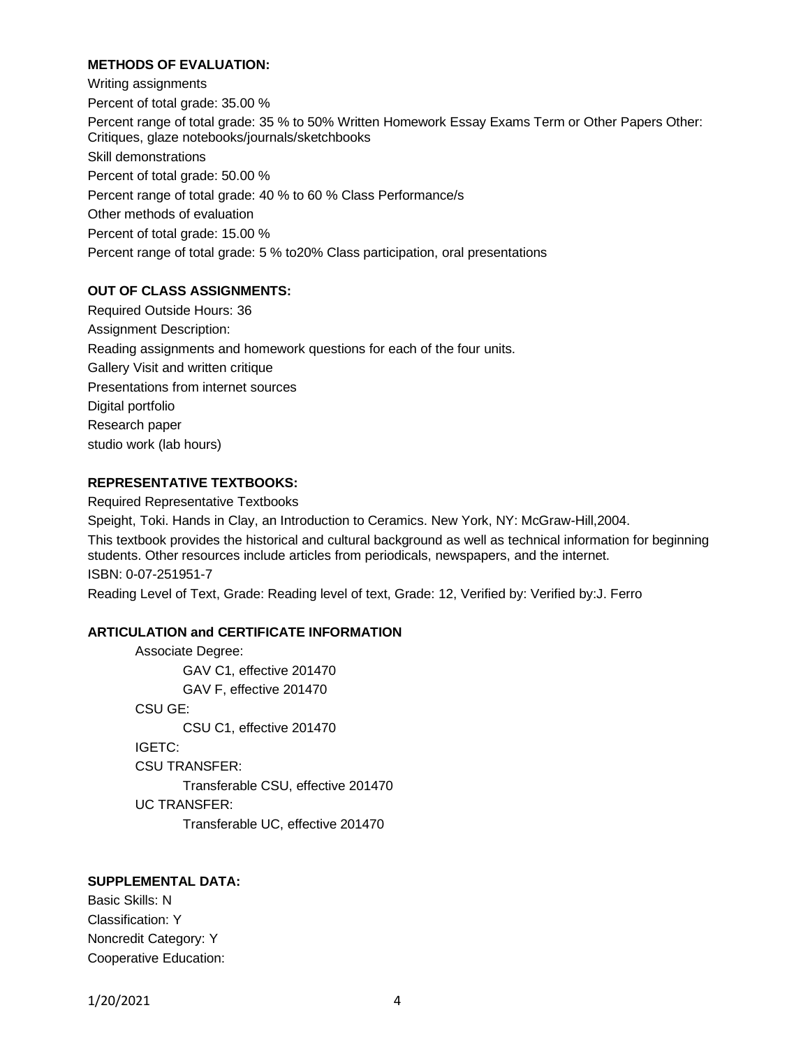**METHODS OF EVALUATION:**

Writing assignments

Percent of total grade: 35.00 %

Percent range of total grade: 35 % to 50% Written Homework Essay Exams Term or Other Papers Other: Critiques, glaze notebooks/journals/sketchbooks

Skill demonstrations

Percent of total grade: 50.00 %

Percent range of total grade: 40 % to 60 % Class Performance/s

Other methods of evaluation

Percent of total grade: 15.00 %

Percent range of total grade: 5 % to20% Class participation, oral presentations

**OUT OF CLASS ASSIGNMENTS:**

Required Outside Hours: 36

Assignment Description:

Reading assignments and homework questions for each of the four units.

Gallery Visit and written critique

Presentations from internet sources

Digital portfolio

Research paper

studio work (lab hours)

**REPRESENTATIVE TEXTBOOKS:**

Required Representative Textbooks

Speight, Toki. Hands in Clay, an Introduction to Ceramics. New York, NY: McGraw-Hill,2004.

This textbook provides the historical and cultural background as well as technical information for beginning students. Other resources include articles from periodicals, newspapers, and the internet.

ISBN: 0-07-251951-7

Reading Level of Text, Grade: Reading level of text, Grade: 12, Verified by: Verified by:J. Ferro

**ARTICULATION and CERTIFICATE INFORMATION**

Associate Degree:

- GAV C1, effective 201470
- GAV F, effective 201470

CSU GE:

- CSU C1, effective 201470

IGETC:

CSU TRANSFER:

- Transferable CSU, effective 201470

UC TRANSFER:

- Transferable UC, effective 201470

**SUPPLEMENTAL DATA:**

Basic Skills: N

Classification: Y

Noncredit Category: Y

Cooperative Education: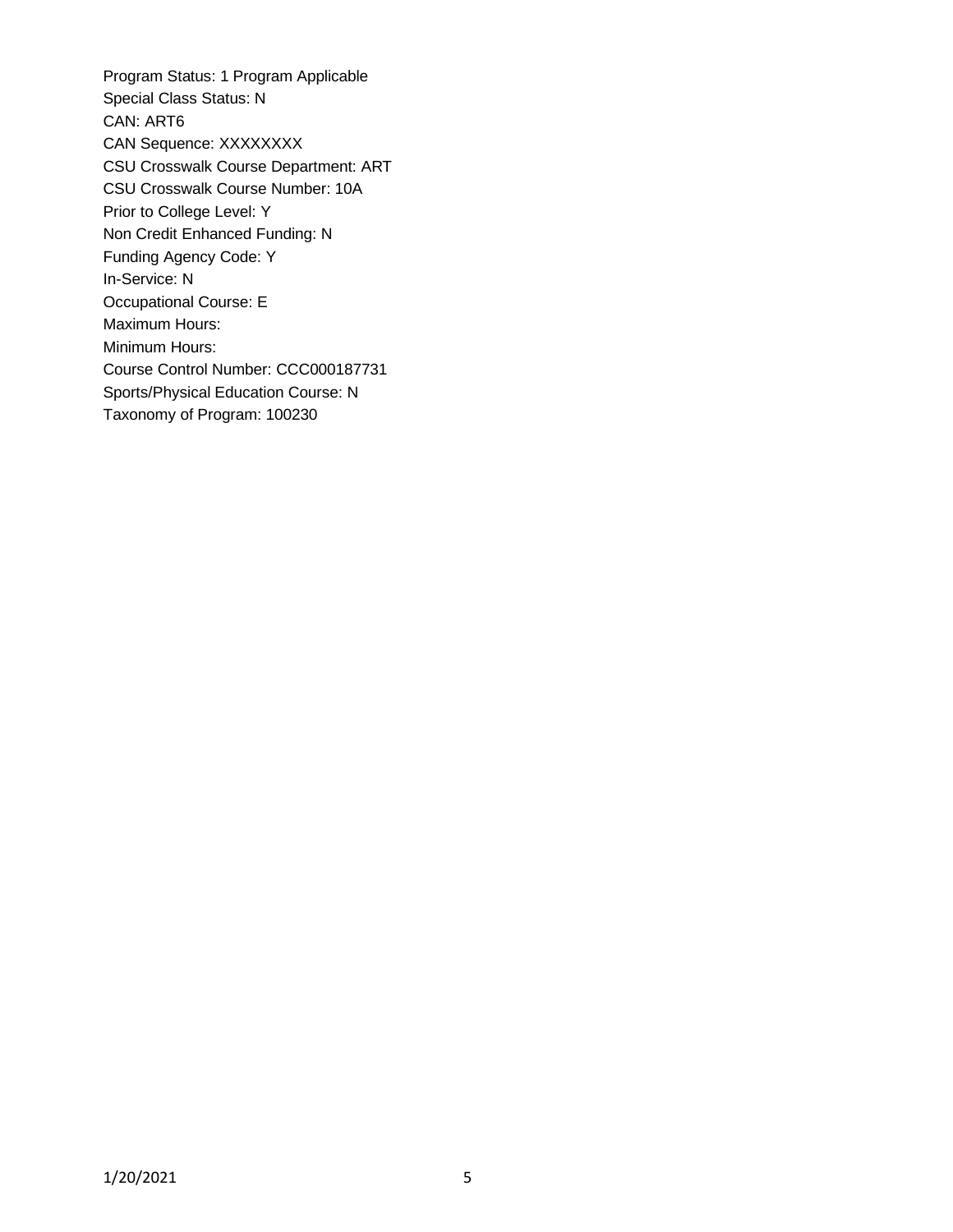Program Status: 1 Program Applicable
Special Class Status: N
CAN: ART6
CAN Sequence: XXXXXXXX
CSU Crosswalk Course Department: ART
CSU Crosswalk Course Number: 10A
Prior to College Level: Y
Non Credit Enhanced Funding: N
Funding Agency Code: Y
In-Service: N
Occupational Course: E
Maximum Hours:
Minimum Hours:
Course Control Number: CCC000187731
Sports/Physical Education Course: N
Taxonomy of Program: 100230